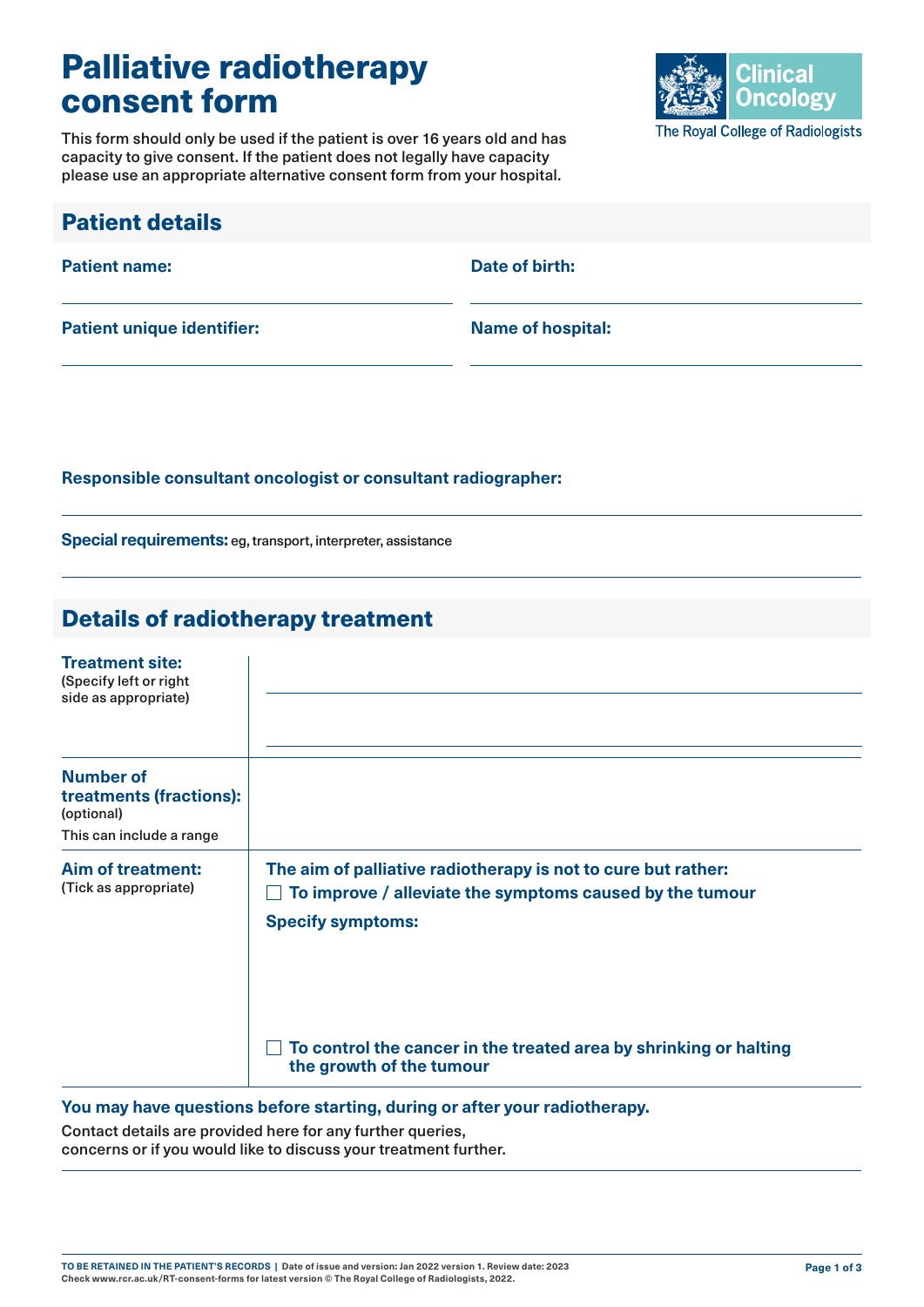# Palliative radiotherapy consent form

This form should only be used if the patient is over 16 years old and has capacity to give consent. If the patient does not legally have capacity please use an appropriate alternative consent form from your hospital.

Clinical Oncology
The Royal College of Radiologists

## Patient details

**Patient name:**

**Date of birth:**

**Patient unique identifier:**

**Name of hospital:**

**Responsible consultant oncologist or consultant radiographer:**

**Special requirements:** eg, transport, interpreter, assistance

## Details of radiotherapy treatment

| | |
|---|---|
| **Treatment site:** (Specify left or right side as appropriate) | |
| **Number of treatments (fractions):** (optional) This can include a range | |
| **Aim of treatment:** (Tick as appropriate) | **The aim of palliative radiotherapy is not to cure but rather:** <br> ☐ **To improve / alleviate the symptoms caused by the tumour** <br> **Specify symptoms:** <br><br> ☐ **To control the cancer in the treated area by shrinking or halting the growth of the tumour** |

**You may have questions before starting, during or after your radiotherapy.**

Contact details are provided here for any further queries, concerns or if you would like to discuss your treatment further.

**TO BE RETAINED IN THE PATIENT'S RECORDS** | Date of issue and version: Jan 2022 version 1. Review date: 2023
Check www.rcr.ac.uk/RT-consent-forms for latest version © The Royal College of Radiologists, 2022.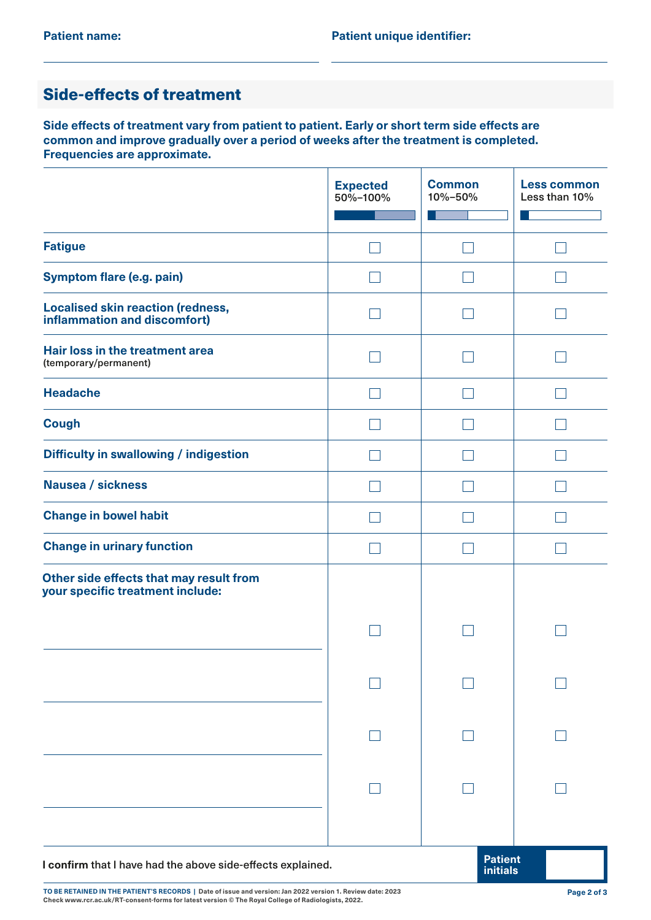**Patient name:** ______________________ **Patient unique identifier:** ______________________

## Side-effects of treatment

**Side effects of treatment vary from patient to patient. Early or short term side effects are common and improve gradually over a period of weeks after the treatment is completed. Frequencies are approximate.**

| | **Expected** 50%–100% | **Common** 10%–50% | **Less common** Less than 10% |
|---|---|---|---|
| **Fatigue** | ☐ | ☐ | ☐ |
| **Symptom flare (e.g. pain)** | ☐ | ☐ | ☐ |
| **Localised skin reaction (redness, inflammation and discomfort)** | ☐ | ☐ | ☐ |
| **Hair loss in the treatment area** (temporary/permanent) | ☐ | ☐ | ☐ |
| **Headache** | ☐ | ☐ | ☐ |
| **Cough** | ☐ | ☐ | ☐ |
| **Difficulty in swallowing / indigestion** | ☐ | ☐ | ☐ |
| **Nausea / sickness** | ☐ | ☐ | ☐ |
| **Change in bowel habit** | ☐ | ☐ | ☐ |
| **Change in urinary function** | ☐ | ☐ | ☐ |
| **Other side effects that may result from your specific treatment include:** | | | |
| ______________________ | ☐ | ☐ | ☐ |
| ______________________ | ☐ | ☐ | ☐ |
| ______________________ | ☐ | ☐ | ☐ |
| ______________________ | ☐ | ☐ | ☐ |

**I confirm** that I have had the above side-effects explained. **Patient initials** ________

TO BE RETAINED IN THE PATIENT'S RECORDS | Date of issue and version: Jan 2022 version 1. Review date: 2023
Check www.rcr.ac.uk/RT-consent-forms for latest version © The Royal College of Radiologists, 2022.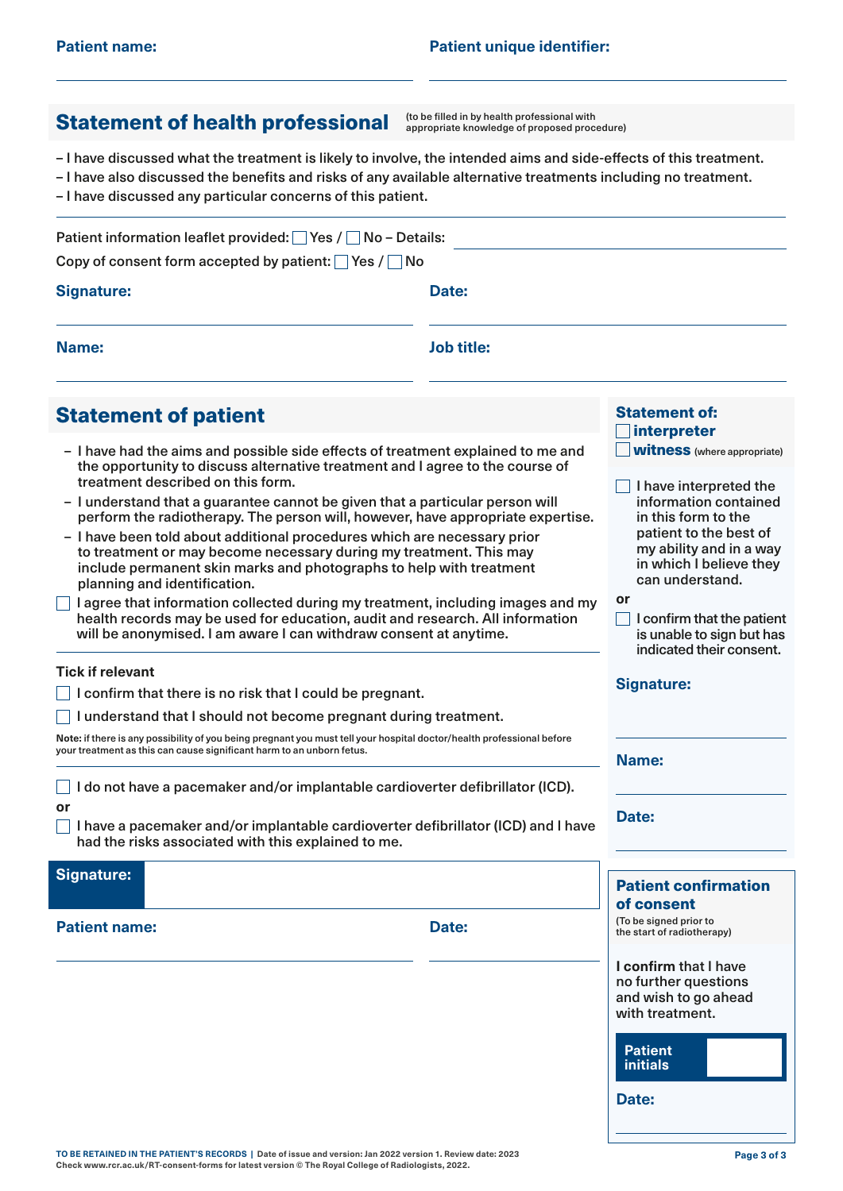**Patient name:** 

**Patient unique identifier:** 

## Statement of health professional

(to be filled in by health professional with appropriate knowledge of proposed procedure)

- I have discussed what the treatment is likely to involve, the intended aims and side-effects of this treatment.
- I have also discussed the benefits and risks of any available alternative treatments including no treatment.
- I have discussed any particular concerns of this patient.

Patient information leaflet provided: ☐ Yes / ☐ No – Details:

Copy of consent form accepted by patient: ☐ Yes / ☐ No

**Signature:** 

**Date:** 

**Name:** 

**Job title:** 

## Statement of patient

- I have had the aims and possible side effects of treatment explained to me and the opportunity to discuss alternative treatment and I agree to the course of treatment described on this form.
- I understand that a guarantee cannot be given that a particular person will perform the radiotherapy. The person will, however, have appropriate expertise.
- I have been told about additional procedures which are necessary prior to treatment or may become necessary during my treatment. This may include permanent skin marks and photographs to help with treatment planning and identification.

☐ I agree that information collected during my treatment, including images and my health records may be used for education, audit and research. All information will be anonymised. I am aware I can withdraw consent at anytime.

**Tick if relevant**

☐ I confirm that there is no risk that I could be pregnant.

☐ I understand that I should not become pregnant during treatment.

**Note:** if there is any possibility of you being pregnant you must tell your hospital doctor/health professional before your treatment as this can cause significant harm to an unborn fetus.

☐ I do not have a pacemaker and/or implantable cardioverter defibrillator (ICD).

**or**

☐ I have a pacemaker and/or implantable cardioverter defibrillator (ICD) and I have had the risks associated with this explained to me.

**Signature:** 

**Patient name:** 

**Date:** 

## Statement of:

☐ **interpreter**

☐ **witness** (where appropriate)

☐ I have interpreted the information contained in this form to the patient to the best of my ability and in a way in which I believe they can understand.

**or**

☐ I confirm that the patient is unable to sign but has indicated their consent.

**Signature:** 

**Name:** 

**Date:** 

## Patient confirmation of consent

(To be signed prior to the start of radiotherapy)

**I confirm** that I have no further questions and wish to go ahead with treatment.

**Patient initials** 

**Date:** 

**TO BE RETAINED IN THE PATIENT'S RECORDS** | Date of issue and version: Jan 2022 version 1. Review date: 2023
Check www.rcr.ac.uk/RT-consent-forms for latest version © The Royal College of Radiologists, 2022.